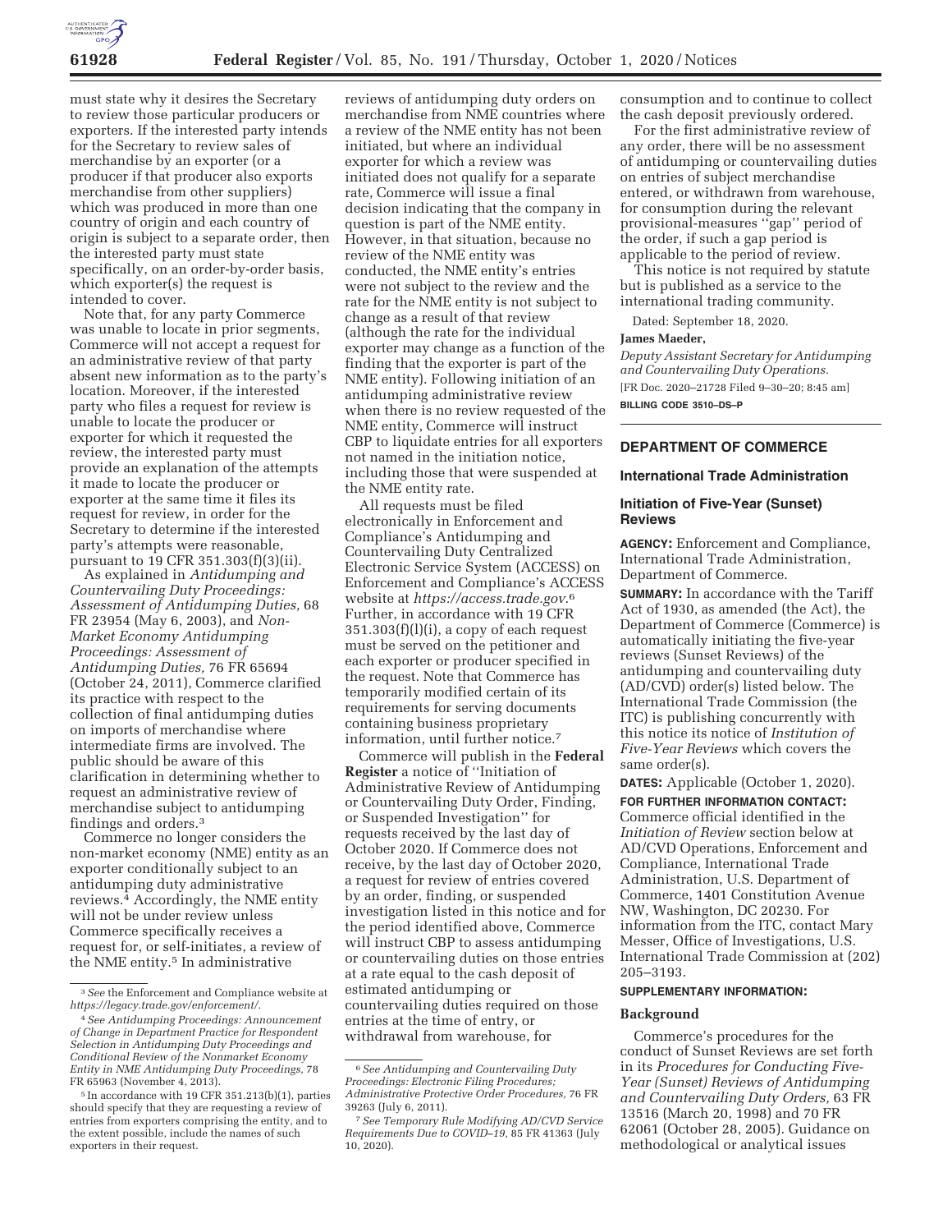must state why it desires the Secretary to review those particular producers or exporters. If the interested party intends for the Secretary to review sales of merchandise by an exporter (or a producer if that producer also exports merchandise from other suppliers) which was produced in more than one country of origin and each country of origin is subject to a separate order, then the interested party must state specifically, on an order-by-order basis, which exporter(s) the request is intended to cover.

Note that, for any party Commerce was unable to locate in prior segments, Commerce will not accept a request for an administrative review of that party absent new information as to the party's location. Moreover, if the interested party who files a request for review is unable to locate the producer or exporter for which it requested the review, the interested party must provide an explanation of the attempts it made to locate the producer or exporter at the same time it files its request for review, in order for the Secretary to determine if the interested party's attempts were reasonable, pursuant to 19 CFR 351.303(f)(3)(ii).

As explained in *Antidumping and Countervailing Duty Proceedings: Assessment of Antidumping Duties,* 68 FR 23954 (May 6, 2003), and *Non-Market Economy Antidumping Proceedings: Assessment of Antidumping Duties,* 76 FR 65694 (October 24, 2011), Commerce clarified its practice with respect to the collection of final antidumping duties on imports of merchandise where intermediate firms are involved. The public should be aware of this clarification in determining whether to request an administrative review of merchandise subject to antidumping findings and orders.[3]

Commerce no longer considers the non-market economy (NME) entity as an exporter conditionally subject to an antidumping duty administrative reviews.[4] Accordingly, the NME entity will not be under review unless Commerce specifically receives a request for, or self-initiates, a review of the NME entity.[5] In administrative reviews of antidumping duty orders on merchandise from NME countries where a review of the NME entity has not been initiated, but where an individual exporter for which a review was initiated does not qualify for a separate rate, Commerce will issue a final decision indicating that the company in question is part of the NME entity. However, in that situation, because no review of the NME entity was conducted, the NME entity's entries were not subject to the review and the rate for the NME entity is not subject to change as a result of that review (although the rate for the individual exporter may change as a function of the finding that the exporter is part of the NME entity). Following initiation of an antidumping administrative review when there is no review requested of the NME entity, Commerce will instruct CBP to liquidate entries for all exporters not named in the initiation notice, including those that were suspended at the NME entity rate.

All requests must be filed electronically in Enforcement and Compliance's Antidumping and Countervailing Duty Centralized Electronic Service System (ACCESS) on Enforcement and Compliance's ACCESS website at *https://access.trade.gov*.[6] Further, in accordance with 19 CFR 351.303(f)(l)(i), a copy of each request must be served on the petitioner and each exporter or producer specified in the request. Note that Commerce has temporarily modified certain of its requirements for serving documents containing business proprietary information, until further notice.[7]

Commerce will publish in the **Federal Register** a notice of "Initiation of Administrative Review of Antidumping or Countervailing Duty Order, Finding, or Suspended Investigation" for requests received by the last day of October 2020. If Commerce does not receive, by the last day of October 2020, a request for review of entries covered by an order, finding, or suspended investigation listed in this notice and for the period identified above, Commerce will instruct CBP to assess antidumping or countervailing duties on those entries at a rate equal to the cash deposit of estimated antidumping or countervailing duties required on those entries at the time of entry, or withdrawal from warehouse, for consumption and to continue to collect the cash deposit previously ordered.

For the first administrative review of any order, there will be no assessment of antidumping or countervailing duties on entries of subject merchandise entered, or withdrawn from warehouse, for consumption during the relevant provisional-measures "gap" period of the order, if such a gap period is applicable to the period of review.

This notice is not required by statute but is published as a service to the international trading community.

Dated: September 18, 2020.

**James Maeder,**

*Deputy Assistant Secretary for Antidumping and Countervailing Duty Operations.*

[FR Doc. 2020–21728 Filed 9–30–20; 8:45 am]

**BILLING CODE 3510–DS–P**

[3] *See* the Enforcement and Compliance website at *https://legacy.trade.gov/enforcement/*.

[4] *See Antidumping Proceedings: Announcement of Change in Department Practice for Respondent Selection in Antidumping Duty Proceedings and Conditional Review of the Nonmarket Economy Entity in NME Antidumping Duty Proceedings,* 78 FR 65963 (November 4, 2013).

[5] In accordance with 19 CFR 351.213(b)(1), parties should specify that they are requesting a review of entries from exporters comprising the entity, and to the extent possible, include the names of such exporters in their request.

[6] *See Antidumping and Countervailing Duty Proceedings: Electronic Filing Procedures; Administrative Protective Order Procedures,* 76 FR 39263 (July 6, 2011).

[7] *See Temporary Rule Modifying AD/CVD Service Requirements Due to COVID–19,* 85 FR 41363 (July 10, 2020).

## DEPARTMENT OF COMMERCE

### International Trade Administration

### Initiation of Five-Year (Sunset) Reviews

**AGENCY:** Enforcement and Compliance, International Trade Administration, Department of Commerce.

**SUMMARY:** In accordance with the Tariff Act of 1930, as amended (the Act), the Department of Commerce (Commerce) is automatically initiating the five-year reviews (Sunset Reviews) of the antidumping and countervailing duty (AD/CVD) order(s) listed below. The International Trade Commission (the ITC) is publishing concurrently with this notice its notice of *Institution of Five-Year Reviews* which covers the same order(s).

**DATES:** Applicable (October 1, 2020).

**FOR FURTHER INFORMATION CONTACT:** Commerce official identified in the *Initiation of Review* section below at AD/CVD Operations, Enforcement and Compliance, International Trade Administration, U.S. Department of Commerce, 1401 Constitution Avenue NW, Washington, DC 20230. For information from the ITC, contact Mary Messer, Office of Investigations, U.S. International Trade Commission at (202) 205–3193.

**SUPPLEMENTARY INFORMATION:**

**Background**

Commerce's procedures for the conduct of Sunset Reviews are set forth in its *Procedures for Conducting Five-Year (Sunset) Reviews of Antidumping and Countervailing Duty Orders,* 63 FR 13516 (March 20, 1998) and 70 FR 62061 (October 28, 2005). Guidance on methodological or analytical issues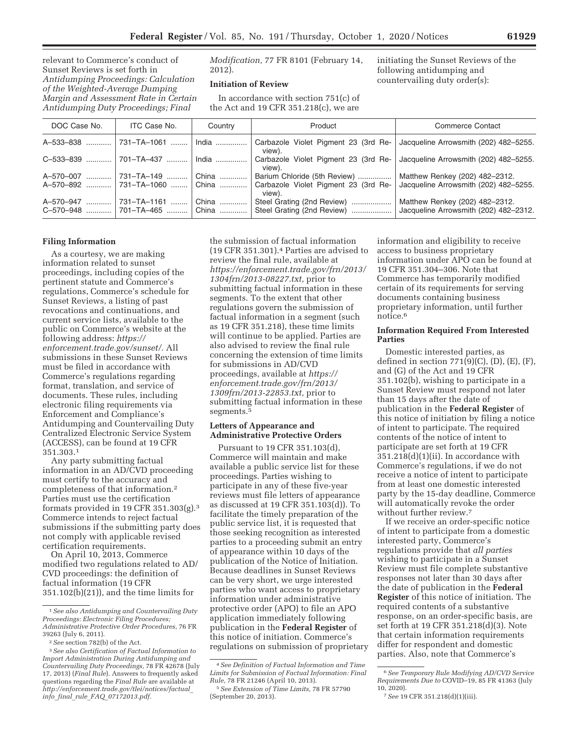relevant to Commerce's conduct of Sunset Reviews is set forth in *Antidumping Proceedings: Calculation of the Weighted-Average Dumping Margin and Assessment Rate in Certain Antidumping Duty Proceedings; Final Modification,* 77 FR 8101 (February 14, 2012).

**Initiation of Review**

In accordance with section 751(c) of the Act and 19 CFR 351.218(c), we are initiating the Sunset Reviews of the following antidumping and countervailing duty order(s):

| DOC Case No. | ITC Case No. | Country | Product | Commerce Contact |
|---|---|---|---|---|
| A–533–838 | 731–TA–1061 | India | Carbazole Violet Pigment 23 (3rd Review). | Jacqueline Arrowsmith (202) 482–5255. |
| C–533–839 | 701–TA–437 | India | Carbazole Violet Pigment 23 (3rd Review). | Jacqueline Arrowsmith (202) 482–5255. |
| A–570–007 | 731–TA–149 | China | Barium Chloride (5th Review) | Matthew Renkey (202) 482–2312. |
| A–570–892 | 731–TA–1060 | China | Carbazole Violet Pigment 23 (3rd Review). | Jacqueline Arrowsmith (202) 482–5255. |
| A–570–947 | 731–TA–1161 | China | Steel Grating (2nd Review) | Matthew Renkey (202) 482–2312. |
| C–570–948 | 701–TA–465 | China | Steel Grating (2nd Review) | Jacqueline Arrowsmith (202) 482–2312. |

**Filing Information**

As a courtesy, we are making information related to sunset proceedings, including copies of the pertinent statute and Commerce's regulations, Commerce's schedule for Sunset Reviews, a listing of past revocations and continuations, and current service lists, available to the public on Commerce's website at the following address: *https://enforcement.trade.gov/sunset/.* All submissions in these Sunset Reviews must be filed in accordance with Commerce's regulations regarding format, translation, and service of documents. These rules, including electronic filing requirements via Enforcement and Compliance's Antidumping and Countervailing Duty Centralized Electronic Service System (ACCESS), can be found at 19 CFR 351.303.[1]

Any party submitting factual information in an AD/CVD proceeding must certify to the accuracy and completeness of that information.[2] Parties must use the certification formats provided in 19 CFR 351.303(g).[3] Commerce intends to reject factual submissions if the submitting party does not comply with applicable revised certification requirements.

On April 10, 2013, Commerce modified two regulations related to AD/CVD proceedings: the definition of factual information (19 CFR 351.102(b)(21)), and the time limits for the submission of factual information (19 CFR 351.301).[4] Parties are advised to review the final rule, available at *https://enforcement.trade.gov/frn/2013/1304frn/2013-08227.txt,* prior to submitting factual information in these segments. To the extent that other regulations govern the submission of factual information in a segment (such as 19 CFR 351.218), these time limits will continue to be applied. Parties are also advised to review the final rule concerning the extension of time limits for submissions in AD/CVD proceedings, available at *https://enforcement.trade.gov/frn/2013/1309frn/2013-22853.txt,* prior to submitting factual information in these segments.[5]

**Letters of Appearance and Administrative Protective Orders**

Pursuant to 19 CFR 351.103(d), Commerce will maintain and make available a public service list for these proceedings. Parties wishing to participate in any of these five-year reviews must file letters of appearance as discussed at 19 CFR 351.103(d)). To facilitate the timely preparation of the public service list, it is requested that those seeking recognition as interested parties to a proceeding submit an entry of appearance within 10 days of the publication of the Notice of Initiation. Because deadlines in Sunset Reviews can be very short, we urge interested parties who want access to proprietary information under administrative protective order (APO) to file an APO application immediately following publication in the **Federal Register** of this notice of initiation. Commerce's regulations on submission of proprietary information and eligibility to receive access to business proprietary information under APO can be found at 19 CFR 351.304–306. Note that Commerce has temporarily modified certain of its requirements for serving documents containing business proprietary information, until further notice.[6]

**Information Required From Interested Parties**

Domestic interested parties, as defined in section 771(9)(C), (D), (E), (F), and (G) of the Act and 19 CFR 351.102(b), wishing to participate in a Sunset Review must respond not later than 15 days after the date of publication in the **Federal Register** of this notice of initiation by filing a notice of intent to participate. The required contents of the notice of intent to participate are set forth at 19 CFR 351.218(d)(1)(ii). In accordance with Commerce's regulations, if we do not receive a notice of intent to participate from at least one domestic interested party by the 15-day deadline, Commerce will automatically revoke the order without further review.[7]

If we receive an order-specific notice of intent to participate from a domestic interested party, Commerce's regulations provide that *all parties* wishing to participate in a Sunset Review must file complete substantive responses not later than 30 days after the date of publication in the **Federal Register** of this notice of initiation. The required contents of a substantive response, on an order-specific basis, are set forth at 19 CFR 351.218(d)(3). Note that certain information requirements differ for respondent and domestic parties. Also, note that Commerce's

---

[1] *See also Antidumping and Countervailing Duty Proceedings: Electronic Filing Procedures; Administrative Protective Order Procedures,* 76 FR 39263 (July 6, 2011).

[2] *See* section 782(b) of the Act.

[3] *See also Certification of Factual Information to Import Administration During Antidumping and Countervailing Duty Proceedings,* 78 FR 42678 (July 17, 2013) (*Final Rule*). Answers to frequently asked questions regarding the *Final Rule* are available at *http://enforcement.trade.gov/tlei/notices/factual_info_final_rule_FAQ_07172013.pdf.*

[4] *See Definition of Factual Information and Time Limits for Submission of Factual Information: Final Rule,* 78 FR 21246 (April 10, 2013).

[5] *See Extension of Time Limits,* 78 FR 57790 (September 20, 2013).

[6] *See Temporary Rule Modifying AD/CVD Service Requirements Due to* COVID–19, 85 FR 41363 (July 10, 2020).

[7] *See* 19 CFR 351.218(d)(1)(iii).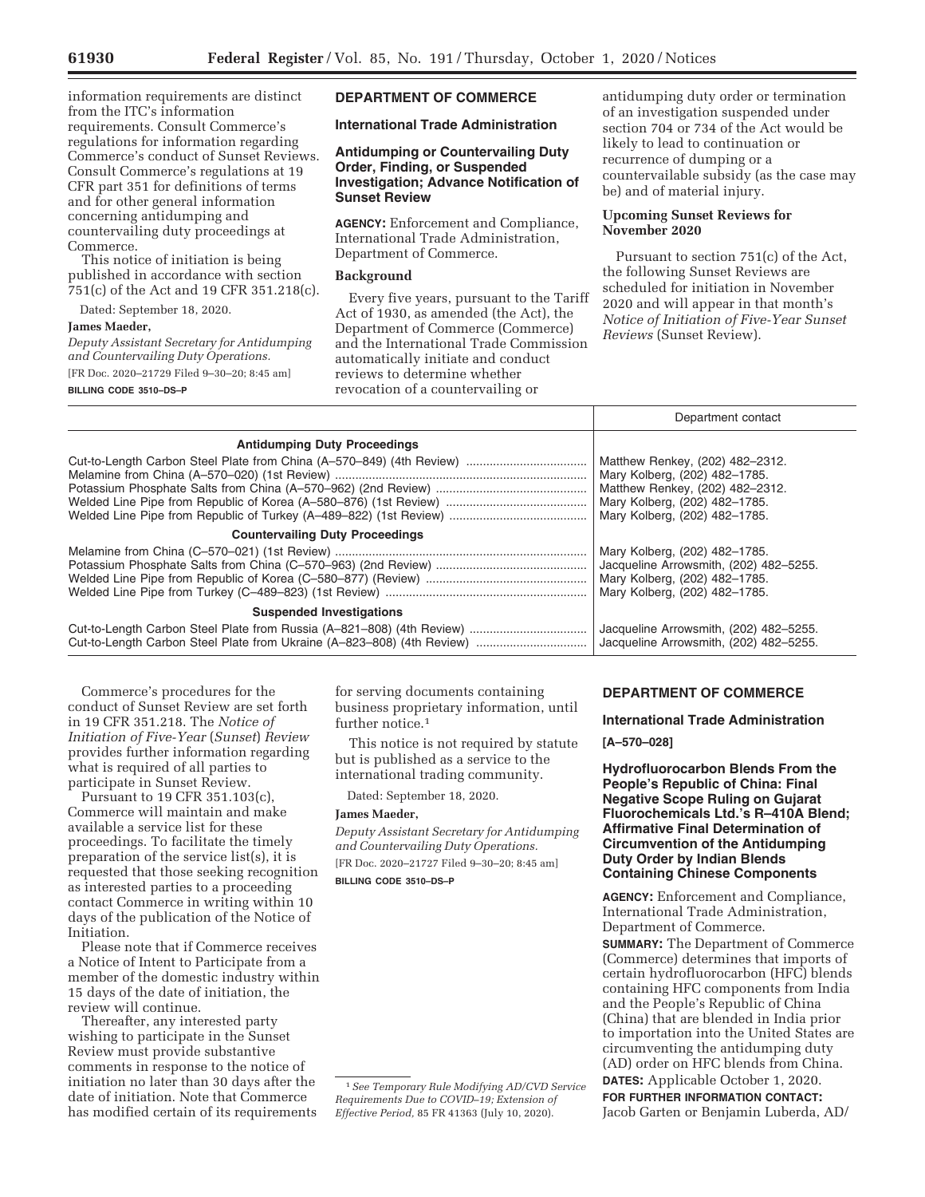information requirements are distinct from the ITC's information requirements. Consult Commerce's regulations for information regarding Commerce's conduct of Sunset Reviews. Consult Commerce's regulations at 19 CFR part 351 for definitions of terms and for other general information concerning antidumping and countervailing duty proceedings at Commerce.

This notice of initiation is being published in accordance with section 751(c) of the Act and 19 CFR 351.218(c).

Dated: September 18, 2020.

**James Maeder,**

*Deputy Assistant Secretary for Antidumping and Countervailing Duty Operations.*

[FR Doc. 2020–21729 Filed 9–30–20; 8:45 am]

**BILLING CODE 3510–DS–P**

## DEPARTMENT OF COMMERCE

### International Trade Administration

### Antidumping or Countervailing Duty Order, Finding, or Suspended Investigation; Advance Notification of Sunset Review

**AGENCY:** Enforcement and Compliance, International Trade Administration, Department of Commerce.

**Background**

Every five years, pursuant to the Tariff Act of 1930, as amended (the Act), the Department of Commerce (Commerce) and the International Trade Commission automatically initiate and conduct reviews to determine whether revocation of a countervailing or antidumping duty order or termination of an investigation suspended under section 704 or 734 of the Act would be likely to lead to continuation or recurrence of dumping or a countervailable subsidy (as the case may be) and of material injury.

**Upcoming Sunset Reviews for November 2020**

Pursuant to section 751(c) of the Act, the following Sunset Reviews are scheduled for initiation in November 2020 and will appear in that month's *Notice of Initiation of Five-Year Sunset Reviews* (Sunset Review).

| | Department contact |
|---|---|
| **Antidumping Duty Proceedings** | |
| Cut-to-Length Carbon Steel Plate from China (A–570–849) (4th Review) | Matthew Renkey, (202) 482–2312. |
| Melamine from China (A–570–020) (1st Review) | Mary Kolberg, (202) 482–1785. |
| Potassium Phosphate Salts from China (A–570–962) (2nd Review) | Matthew Renkey, (202) 482–2312. |
| Welded Line Pipe from Republic of Korea (A–580–876) (1st Review) | Mary Kolberg, (202) 482–1785. |
| Welded Line Pipe from Republic of Turkey (A–489–822) (1st Review) | Mary Kolberg, (202) 482–1785. |
| **Countervailing Duty Proceedings** | |
| Melamine from China (C–570–021) (1st Review) | Mary Kolberg, (202) 482–1785. |
| Potassium Phosphate Salts from China (C–570–963) (2nd Review) | Jacqueline Arrowsmith, (202) 482–5255. |
| Welded Line Pipe from Republic of Korea (C–580–877) (Review) | Mary Kolberg, (202) 482–1785. |
| Welded Line Pipe from Turkey (C–489–823) (1st Review) | Mary Kolberg, (202) 482–1785. |
| **Suspended Investigations** | |
| Cut-to-Length Carbon Steel Plate from Russia (A–821–808) (4th Review) | Jacqueline Arrowsmith, (202) 482–5255. |
| Cut-to-Length Carbon Steel Plate from Ukraine (A–823–808) (4th Review) | Jacqueline Arrowsmith, (202) 482–5255. |

Commerce's procedures for the conduct of Sunset Review are set forth in 19 CFR 351.218. The *Notice of Initiation of Five-Year* (*Sunset*) *Review* provides further information regarding what is required of all parties to participate in Sunset Review.

Pursuant to 19 CFR 351.103(c), Commerce will maintain and make available a service list for these proceedings. To facilitate the timely preparation of the service list(s), it is requested that those seeking recognition as interested parties to a proceeding contact Commerce in writing within 10 days of the publication of the Notice of Initiation.

Please note that if Commerce receives a Notice of Intent to Participate from a member of the domestic industry within 15 days of the date of initiation, the review will continue.

Thereafter, any interested party wishing to participate in the Sunset Review must provide substantive comments in response to the notice of initiation no later than 30 days after the date of initiation. Note that Commerce has modified certain of its requirements for serving documents containing business proprietary information, until further notice.[1]

This notice is not required by statute but is published as a service to the international trading community.

Dated: September 18, 2020.

**James Maeder,**

*Deputy Assistant Secretary for Antidumping and Countervailing Duty Operations.*

[FR Doc. 2020–21727 Filed 9–30–20; 8:45 am]

**BILLING CODE 3510–DS–P**

[1] *See Temporary Rule Modifying AD/CVD Service Requirements Due to COVID–19; Extension of Effective Period,* 85 FR 41363 (July 10, 2020).

## DEPARTMENT OF COMMERCE

### International Trade Administration

**[A–570–028]**

### Hydrofluorocarbon Blends From the People's Republic of China: Final Negative Scope Ruling on Gujarat Fluorochemicals Ltd.'s R–410A Blend; Affirmative Final Determination of Circumvention of the Antidumping Duty Order by Indian Blends Containing Chinese Components

**AGENCY:** Enforcement and Compliance, International Trade Administration, Department of Commerce.

**SUMMARY:** The Department of Commerce (Commerce) determines that imports of certain hydrofluorocarbon (HFC) blends containing HFC components from India and the People's Republic of China (China) that are blended in India prior to importation into the United States are circumventing the antidumping duty (AD) order on HFC blends from China.

**DATES:** Applicable October 1, 2020.

**FOR FURTHER INFORMATION CONTACT:** Jacob Garten or Benjamin Luberda, AD/